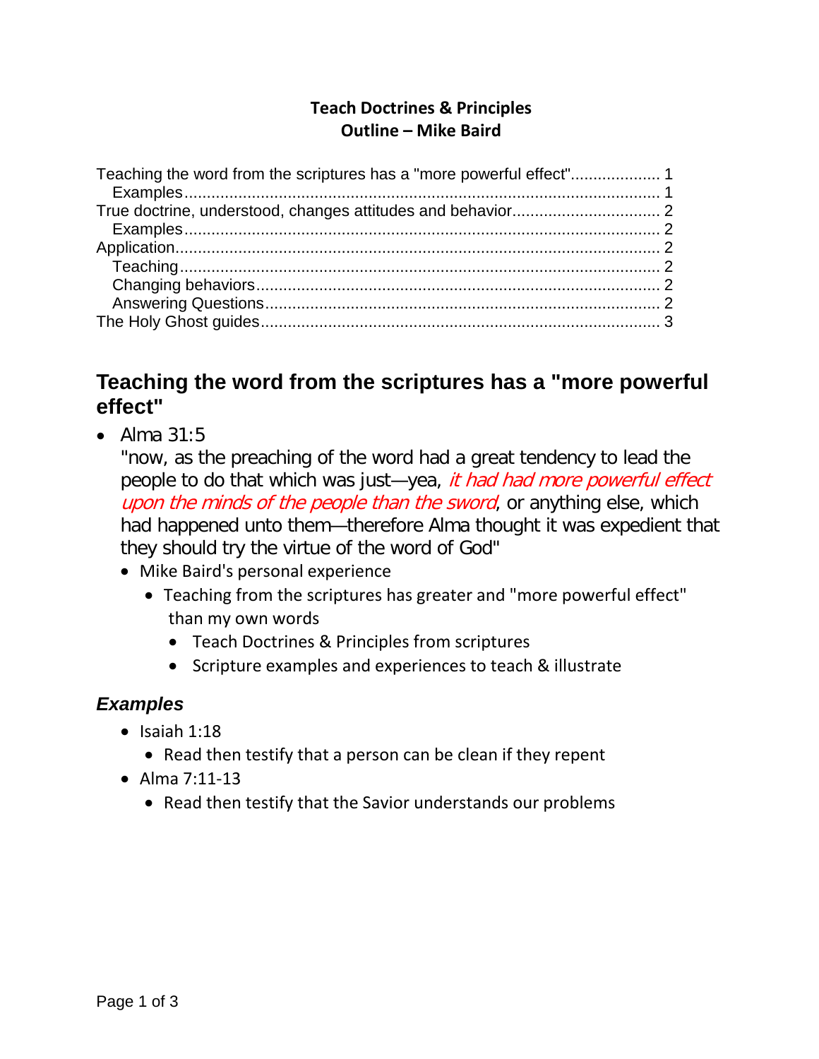**Teach Doctrines & Principles**
**Outline – Mike Baird**

Teaching the word from the scriptures has a "more powerful effect"................... 1
  Examples.......................................................................................... 1
True doctrine, understood, changes attitudes and behavior................................ 2
  Examples.......................................................................................... 2
Application............................................................................................ 2
  Teaching.......................................................................................... 2
  Changing behaviors.......................................................................... 2
  Answering Questions....................................................................... 2
The Holy Ghost guides........................................................................... 3

# Teaching the word from the scriptures has a "more powerful effect"

- Alma 31:5
  "now, as the preaching of the word had a great tendency to lead the people to do that which was just—yea, *it had had more powerful effect upon the minds of the people than the sword*, or anything else, which had happened unto them—therefore Alma thought it was expedient that they should try the virtue of the word of God"
  - Mike Baird's personal experience
    - Teaching from the scriptures has greater and "more powerful effect" than my own words
      - Teach Doctrines & Principles from scriptures
      - Scripture examples and experiences to teach & illustrate

## *Examples*

- Isaiah 1:18
  - Read then testify that a person can be clean if they repent
- Alma 7:11-13
  - Read then testify that the Savior understands our problems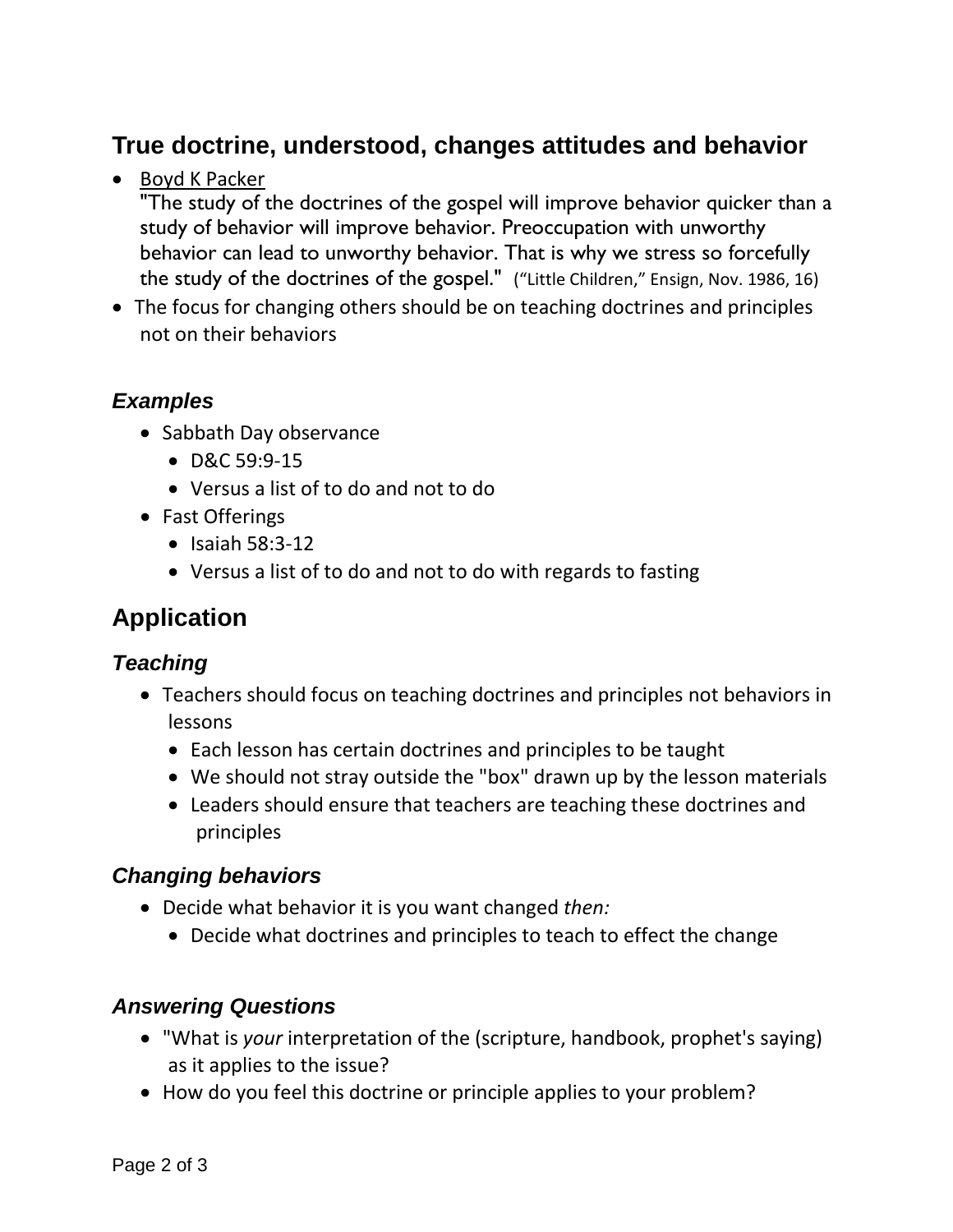## True doctrine, understood, changes attitudes and behavior

- Boyd K Packer
  "The study of the doctrines of the gospel will improve behavior quicker than a study of behavior will improve behavior. Preoccupation with unworthy behavior can lead to unworthy behavior. That is why we stress so forcefully the study of the doctrines of the gospel." ("Little Children," Ensign, Nov. 1986, 16)
- The focus for changing others should be on teaching doctrines and principles not on their behaviors

### *Examples*

- Sabbath Day observance
  - D&C 59:9-15
  - Versus a list of to do and not to do
- Fast Offerings
  - Isaiah 58:3-12
  - Versus a list of to do and not to do with regards to fasting

## Application

### *Teaching*

- Teachers should focus on teaching doctrines and principles not behaviors in lessons
  - Each lesson has certain doctrines and principles to be taught
  - We should not stray outside the "box" drawn up by the lesson materials
  - Leaders should ensure that teachers are teaching these doctrines and principles

### *Changing behaviors*

- Decide what behavior it is you want changed *then:*
  - Decide what doctrines and principles to teach to effect the change

### *Answering Questions*

- "What is *your* interpretation of the (scripture, handbook, prophet's saying) as it applies to the issue?
- How do you feel this doctrine or principle applies to your problem?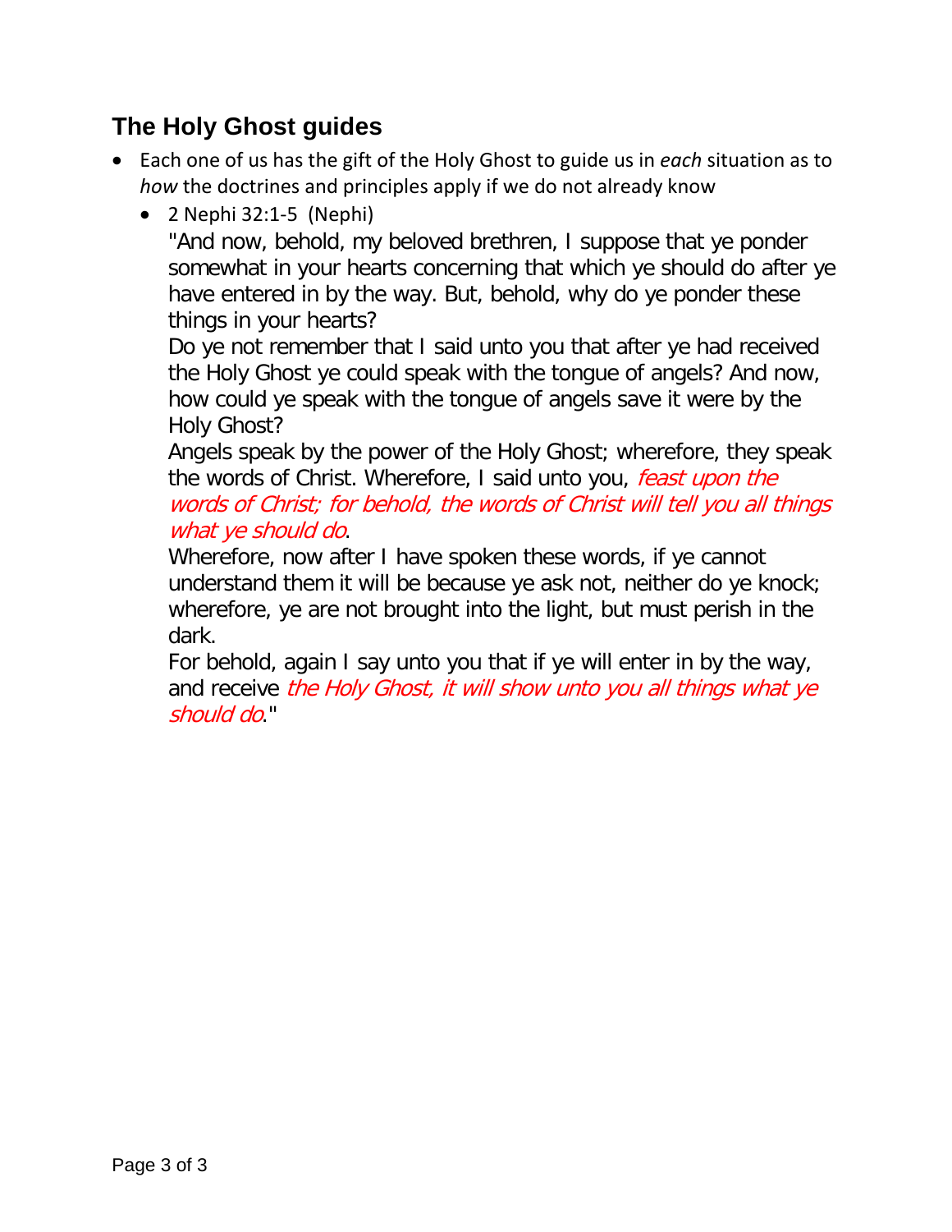## The Holy Ghost guides

- Each one of us has the gift of the Holy Ghost to guide us in *each* situation as to *how* the doctrines and principles apply if we do not already know
  - 2 Nephi 32:1-5 (Nephi)

    "And now, behold, my beloved brethren, I suppose that ye ponder somewhat in your hearts concerning that which ye should do after ye have entered in by the way. But, behold, why do ye ponder these things in your hearts?

    Do ye not remember that I said unto you that after ye had received the Holy Ghost ye could speak with the tongue of angels? And now, how could ye speak with the tongue of angels save it were by the Holy Ghost?

    Angels speak by the power of the Holy Ghost; wherefore, they speak the words of Christ. Wherefore, I said unto you, *feast upon the words of Christ; for behold, the words of Christ will tell you all things what ye should do*.

    Wherefore, now after I have spoken these words, if ye cannot understand them it will be because ye ask not, neither do ye knock; wherefore, ye are not brought into the light, but must perish in the dark.

    For behold, again I say unto you that if ye will enter in by the way, and receive *the Holy Ghost, it will show unto you all things what ye should do*."